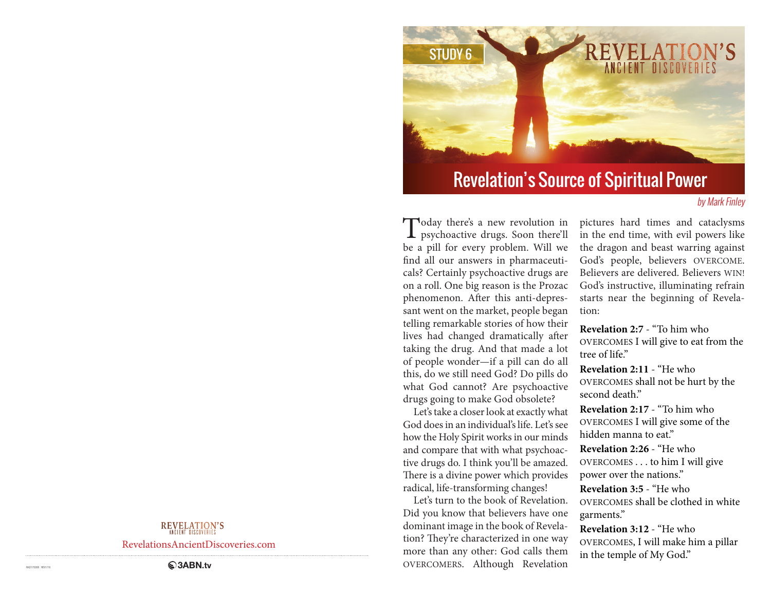STUDY 6

# Revelation's Source of Spiritual Power

*by Mark Finley*

Today there's a new revolution in psychoactive drugs. Soon there'll be a pill for every problem. Will we find all our answers in pharmaceuticals? Certainly psychoactive drugs are on a roll. One big reason is the Prozac phenomenon. After this anti-depressant went on the market, people began telling remarkable stories of how their lives had changed dramatically after taking the drug. And that made a lot of people wonder—if a pill can do all this, do we still need God? Do pills do what God cannot? Are psychoactive drugs going to make God obsolete?

Let's take a closer look at exactly what God does in an individual's life. Let's see how the Holy Spirit works in our minds and compare that with what psychoactive drugs do. I think you'll be amazed. There is a divine power which provides radical, life-transforming changes!

Let's turn to the book of Revelation. Did you know that believers have one dominant image in the book of Revelation? They're characterized in one way more than any other: God calls them OVERCOMERS. Although Revelation pictures hard times and cataclysms in the end time, with evil powers like the dragon and beast warring against God's people, believers OVERCOME. Believers are delivered. Believers WIN! God's instructive, illuminating refrain starts near the beginning of Revelation:

**Revelation 2:7** - "To him who OVERCOMES I will give to eat from the tree of life."

**Revelation 2:11** - "He who OVERCOMES shall not be hurt by the second death."

**Revelation 2:17** - "To him who OVERCOMES I will give some of the hidden manna to eat."

**Revelation 2:26** - "He who OVERCOMES . . . to him I will give power over the nations."

**Revelation 3:5** - "He who OVERCOMES shall be clothed in white garments."

**Revelation 3:12** - "He who OVERCOMES, I will make him a pillar in the temple of My God."

REVELATION'S ANCIENT DISCOVERIES

RevelationsAncientDiscoveries.com

3ABN.tv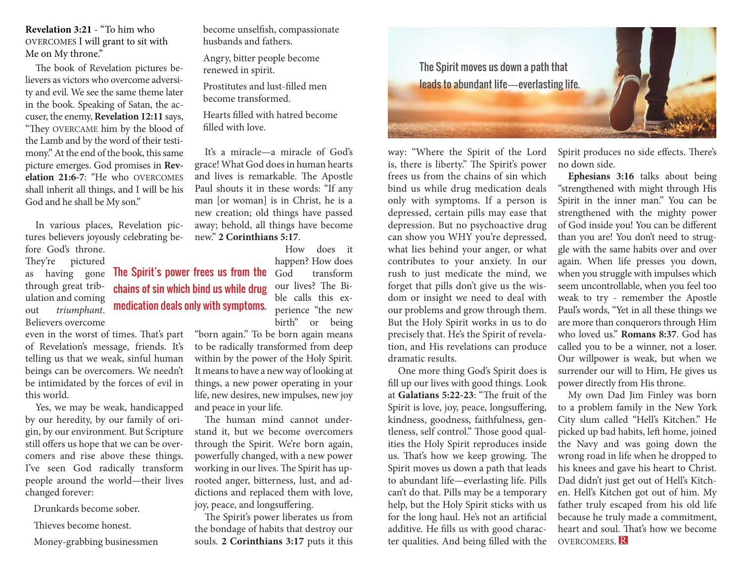**Revelation 3:21** - "To him who OVERCOMES I will grant to sit with Me on My throne."

The book of Revelation pictures believers as victors who overcome adversity and evil. We see the same theme later in the book. Speaking of Satan, the accuser, the enemy, **Revelation 12:11** says, "They OVERCAME him by the blood of the Lamb and by the word of their testimony." At the end of the book, this same picture emerges. God promises in **Revelation 21:6-7**: "He who OVERCOMES shall inherit all things, and I will be his God and he shall be My son."

In various places, Revelation pictures believers joyously celebrating before God's throne. They're pictured as having gone through great tribulation and coming out *triumphant*. Believers overcome even in the worst of times. That's part of Revelation's message, friends. It's telling us that we weak, sinful human beings can be overcomers. We needn't be intimidated by the forces of evil in this world.

Yes, we may be weak, handicapped by our heredity, by our family of origin, by our environment. But Scripture still offers us hope that we can be overcomers and rise above these things. I've seen God radically transform people around the world—their lives changed forever:

Drunkards become sober.

Thieves become honest.

Money-grabbing businessmen become unselfish, compassionate husbands and fathers.

Angry, bitter people become renewed in spirit.

Prostitutes and lust-filled men become transformed.

Hearts filled with hatred become filled with love.

It's a miracle—a miracle of God's grace! What God does in human hearts and lives is remarkable. The Apostle Paul shouts it in these words: "If any man [or woman] is in Christ, he is a new creation; old things have passed away; behold, all things have become new." **2 Corinthians 5:17**.

> The Spirit's power frees us from the chains of sin which bind us while drug medication deals only with symptoms.

How does it happen? How does God transform our lives? The Bible calls this experience "the new birth" or being "born again." To be born again means to be radically transformed from deep within by the power of the Holy Spirit. It means to have a new way of looking at things, a new power operating in your life, new desires, new impulses, new joy and peace in your life.

The human mind cannot understand it, but we become overcomers through the Spirit. We're born again, powerfully changed, with a new power working in our lives. The Spirit has uprooted anger, bitterness, lust, and addictions and replaced them with love, joy, peace, and longsuffering.

The Spirit's power liberates us from the bondage of habits that destroy our souls. **2 Corinthians 3:17** puts it this way: "Where the Spirit of the Lord is, there is liberty." The Spirit's power frees us from the chains of sin which bind us while drug medication deals only with symptoms. If a person is depressed, certain pills may ease that depression. But no psychoactive drug can show you WHY you're depressed, what lies behind your anger, or what contributes to your anxiety. In our rush to just medicate the mind, we forget that pills don't give us the wisdom or insight we need to deal with our problems and grow through them. But the Holy Spirit works in us to do precisely that. He's the Spirit of revelation, and His revelations can produce dramatic results.

> The Spirit moves us down a path that leads to abundant life—everlasting life.

One more thing God's Spirit does is fill up our lives with good things. Look at **Galatians 5:22-23**: "The fruit of the Spirit is love, joy, peace, longsuffering, kindness, goodness, faithfulness, gentleness, self control." Those good qualities the Holy Spirit reproduces inside us. That's how we keep growing. The Spirit moves us down a path that leads to abundant life—everlasting life. Pills can't do that. Pills may be a temporary help, but the Holy Spirit sticks with us for the long haul. He's not an artificial additive. He fills us with good character qualities. And being filled with the Spirit produces no side effects. There's no down side.

**Ephesians 3:16** talks about being "strengthened with might through His Spirit in the inner man." You can be strengthened with the mighty power of God inside you! You can be different than you are! You don't need to struggle with the same habits over and over again. When life presses you down, when you struggle with impulses which seem uncontrollable, when you feel too weak to try - remember the Apostle Paul's words, "Yet in all these things we are more than conquerors through Him who loved us." **Romans 8:37**. God has called you to be a winner, not a loser. Our willpower is weak, but when we surrender our will to Him, He gives us power directly from His throne.

My own Dad Jim Finley was born to a problem family in the New York City slum called "Hell's Kitchen." He picked up bad habits, left home, joined the Navy and was going down the wrong road in life when he dropped to his knees and gave his heart to Christ. Dad didn't just get out of Hell's Kitchen. Hell's Kitchen got out of him. My father truly escaped from his old life because he truly made a commitment, heart and soul. That's how we become OVERCOMERS.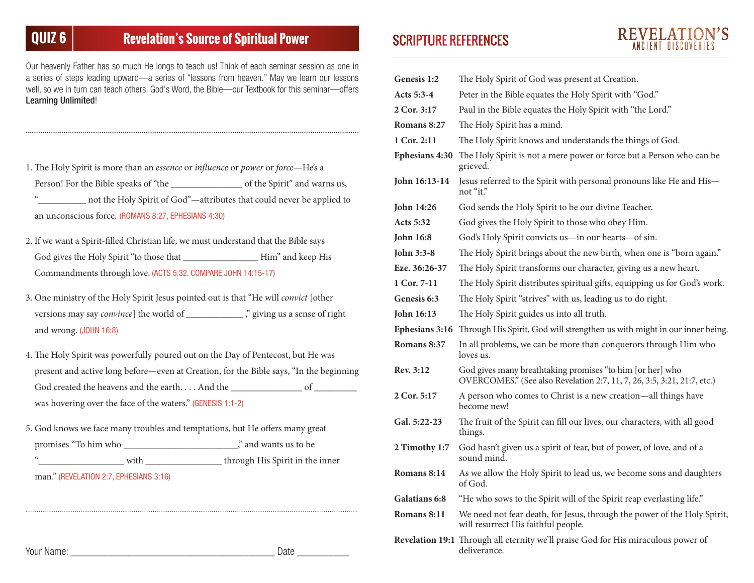# QUIZ 6 Revelation's Source of Spiritual Power

Our heavenly Father has so much He longs to teach us! Think of each seminar session as one in a series of steps leading upward—a series of "lessons from heaven." May we learn our lessons well, so we in turn can teach others. God's Word, the Bible—our Textbook for this seminar—offers **Learning Unlimited**!

1. The Holy Spirit is more than an *essence* or *influence* or *power* or *force*—He's a Person! For the Bible speaks of "the _______________ of the Spirit" and warns us, "__________ not the Holy Spirit of God"—attributes that could never be applied to an unconscious force. (ROMANS 8:27, EPHESIANS 4:30)

2. If we want a Spirit-filled Christian life, we must understand that the Bible says God gives the Holy Spirit "to those that ________________ Him" and keep His Commandments through love. (ACTS 5:32. COMPARE JOHN 14:15-17)

3. One ministry of the Holy Spirit Jesus pointed out is that "He will *convict* [other versions may say *convince*] the world of ____________ ," giving us a sense of right and wrong. (JOHN 16:8)

4. The Holy Spirit was powerfully poured out on the Day of Pentecost, but He was present and active long before—even at Creation, for the Bible says, "In the beginning God created the heavens and the earth. . . . And the _______________ of _________ was hovering over the face of the waters." (GENESIS 1:1-2)

5. God knows we face many troubles and temptations, but He offers many great promises "To him who ________________________," and wants us to be "__________________ with ________________ through His Spirit in the inner man." (REVELATION 2:7, EPHESIANS 3:16)

Your Name: ___________________________________________ Date ___________

## SCRIPTURE REFERENCES

REVELATION'S ANCIENT DISCOVERIES

| | |
|---|---|
| **Genesis 1:2** | The Holy Spirit of God was present at Creation. |
| **Acts 5:3-4** | Peter in the Bible equates the Holy Spirit with "God." |
| **2 Cor. 3:17** | Paul in the Bible equates the Holy Spirit with "the Lord." |
| **Romans 8:27** | The Holy Spirit has a mind. |
| **1 Cor. 2:11** | The Holy Spirit knows and understands the things of God. |
| **Ephesians 4:30** | The Holy Spirit is not a mere power or force but a Person who can be grieved. |
| **John 16:13-14** | Jesus referred to the Spirit with personal pronouns like He and His—not "it." |
| **John 14:26** | God sends the Holy Spirit to be our divine Teacher. |
| **Acts 5:32** | God gives the Holy Spirit to those who obey Him. |
| **John 16:8** | God's Holy Spirit convicts us—in our hearts—of sin. |
| **John 3:3-8** | The Holy Spirit brings about the new birth, when one is "born again." |
| **Eze. 36:26-37** | The Holy Spirit transforms our character, giving us a new heart. |
| **1 Cor. 7-11** | The Holy Spirit distributes spiritual gifts, equipping us for God's work. |
| **Genesis 6:3** | The Holy Spirit "strives" with us, leading us to do right. |
| **John 16:13** | The Holy Spirit guides us into all truth. |
| **Ephesians 3:16** | Through His Spirit, God will strengthen us with might in our inner being. |
| **Romans 8:37** | In all problems, we can be more than conquerors through Him who loves us. |
| **Rev. 3:12** | God gives many breathtaking promises "to him [or her] who OVERCOMES." (See also Revelation 2:7, 11, 7, 26, 3:5, 3:21, 21:7, etc.) |
| **2 Cor. 5:17** | A person who comes to Christ is a new creation—all things have become new! |
| **Gal. 5:22-23** | The fruit of the Spirit can fill our lives, our characters, with all good things. |
| **2 Timothy 1:7** | God hasn't given us a spirit of fear, but of power, of love, and of a sound mind. |
| **Romans 8:14** | As we allow the Holy Spirit to lead us, we become sons and daughters of God. |
| **Galatians 6:8** | "He who sows to the Spirit will of the Spirit reap everlasting life." |
| **Romans 8:11** | We need not fear death, for Jesus, through the power of the Holy Spirit, will resurrect His faithful people. |
| **Revelation 19:1** | Through all eternity we'll praise God for His miraculous power of deliverance. |